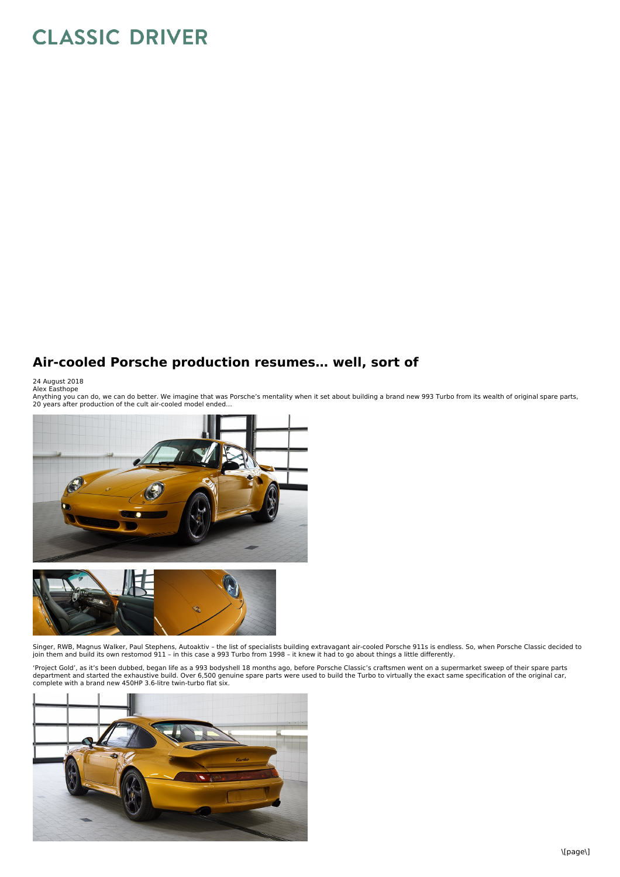# CLASSIC DRIVER

## Air-cooled Porsche production resumes… well, sort of

24 August 2018
Alex Easthope

Anything you can do, we can do better. We imagine that was Porsche's mentality when it set about building a brand new 993 Turbo from its wealth of original spare parts, 20 years after production of the cult air-cooled model ended…

Singer, RWB, Magnus Walker, Paul Stephens, Autoaktiv – the list of specialists building extravagant air-cooled Porsche 911s is endless. So, when Porsche Classic decided to join them and build its own restomod 911 – in this case a 993 Turbo from 1998 – it knew it had to go about things a little differently.

'Project Gold', as it's been dubbed, began life as a 993 bodyshell 18 months ago, before Porsche Classic's craftsmen went on a supermarket sweep of their spare parts department and started the exhaustive build. Over 6,500 genuine spare parts were used to build the Turbo to virtually the exact same specification of the original car, complete with a brand new 450HP 3.6-litre twin-turbo flat six.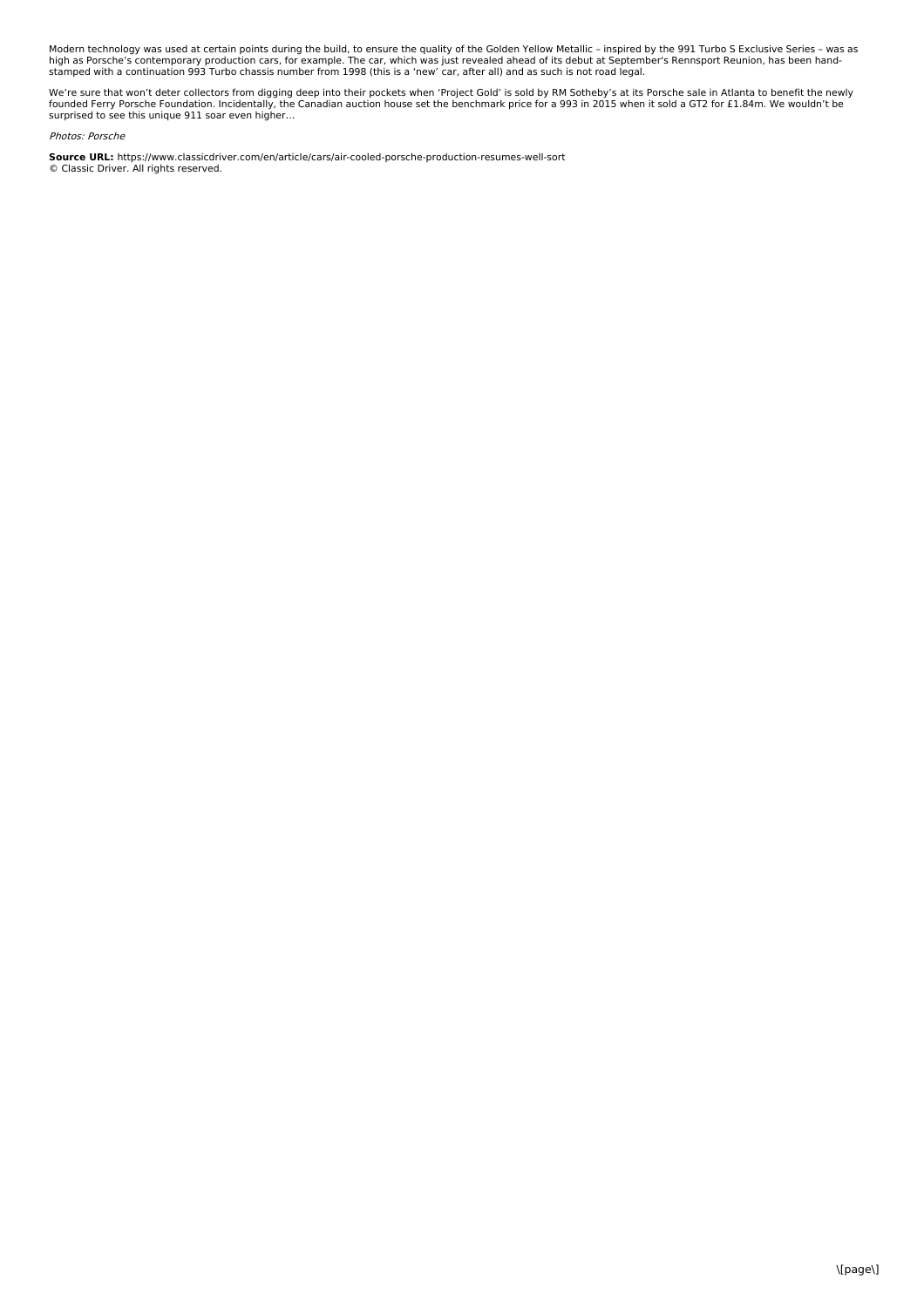Modern technology was used at certain points during the build, to ensure the quality of the Golden Yellow Metallic – inspired by the 991 Turbo S Exclusive Series – was as high as Porsche's contemporary production cars, for example. The car, which was just revealed ahead of its debut at September's Rennsport Reunion, has been hand-stamped with a continuation 993 Turbo chassis number from 1998 (this is a 'new' car, after all) and as such is not road legal.

We're sure that won't deter collectors from digging deep into their pockets when 'Project Gold' is sold by RM Sotheby's at its Porsche sale in Atlanta to benefit the newly founded Ferry Porsche Foundation. Incidentally, the Canadian auction house set the benchmark price for a 993 in 2015 when it sold a GT2 for £1.84m. We wouldn't be surprised to see this unique 911 soar even higher…

*Photos: Porsche*

**Source URL:** https://www.classicdriver.com/en/article/cars/air-cooled-porsche-production-resumes-well-sort
© Classic Driver. All rights reserved.